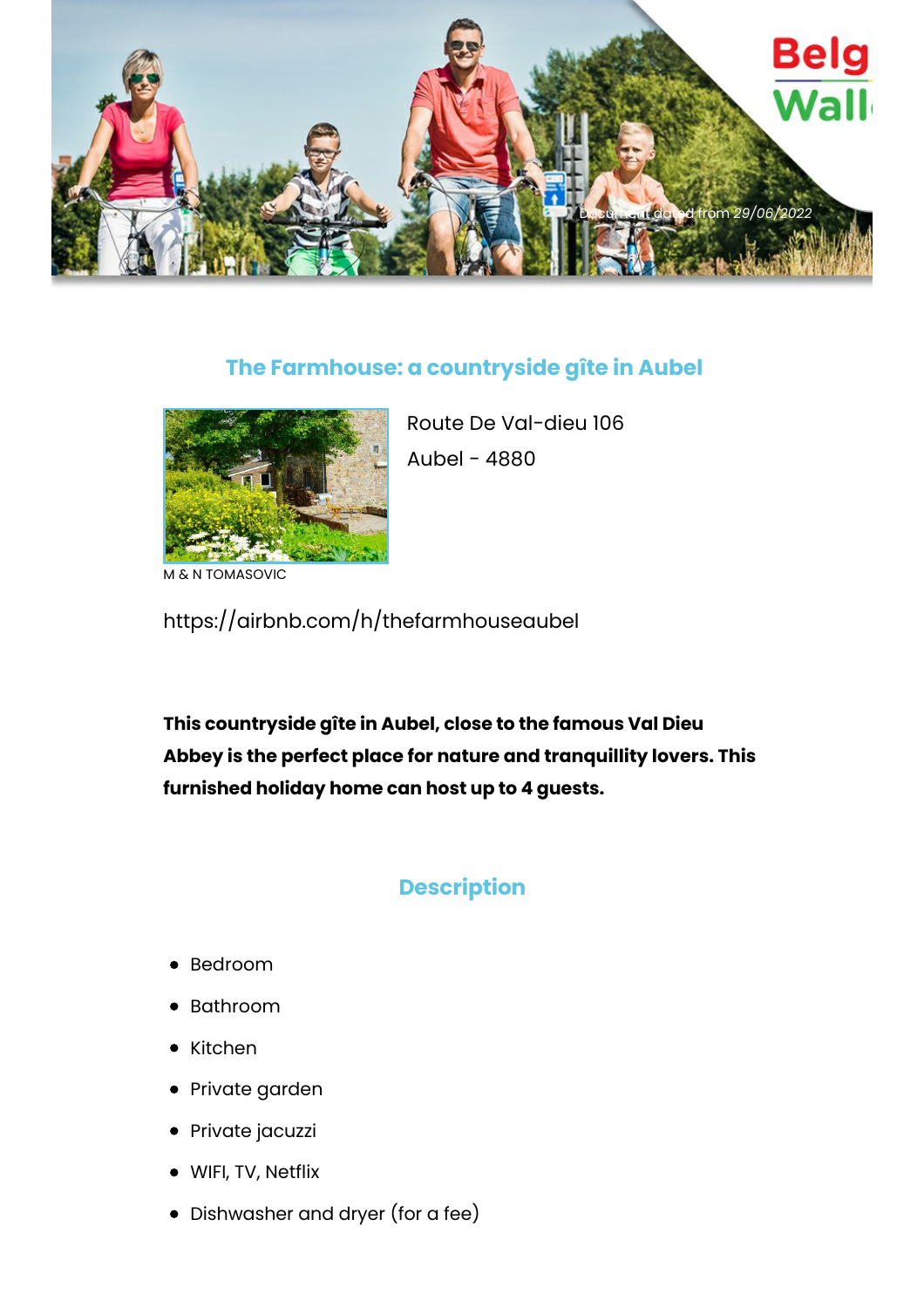*Document dated from 29/06/2022*

## The Farmhouse: a countryside gîte in Aubel

Route De Val-dieu 106

Aubel - 4880

M & N TOMASOVIC

https://airbnb.com/h/thefarmhouseaubel

**This countryside gîte in Aubel, close to the famous Val Dieu Abbey is the perfect place for nature and tranquillity lovers. This furnished holiday home can host up to 4 guests.**

## Description

- Bedroom
- Bathroom
- Kitchen
- Private garden
- Private jacuzzi
- WIFI, TV, Netflix
- Dishwasher and dryer (for a fee)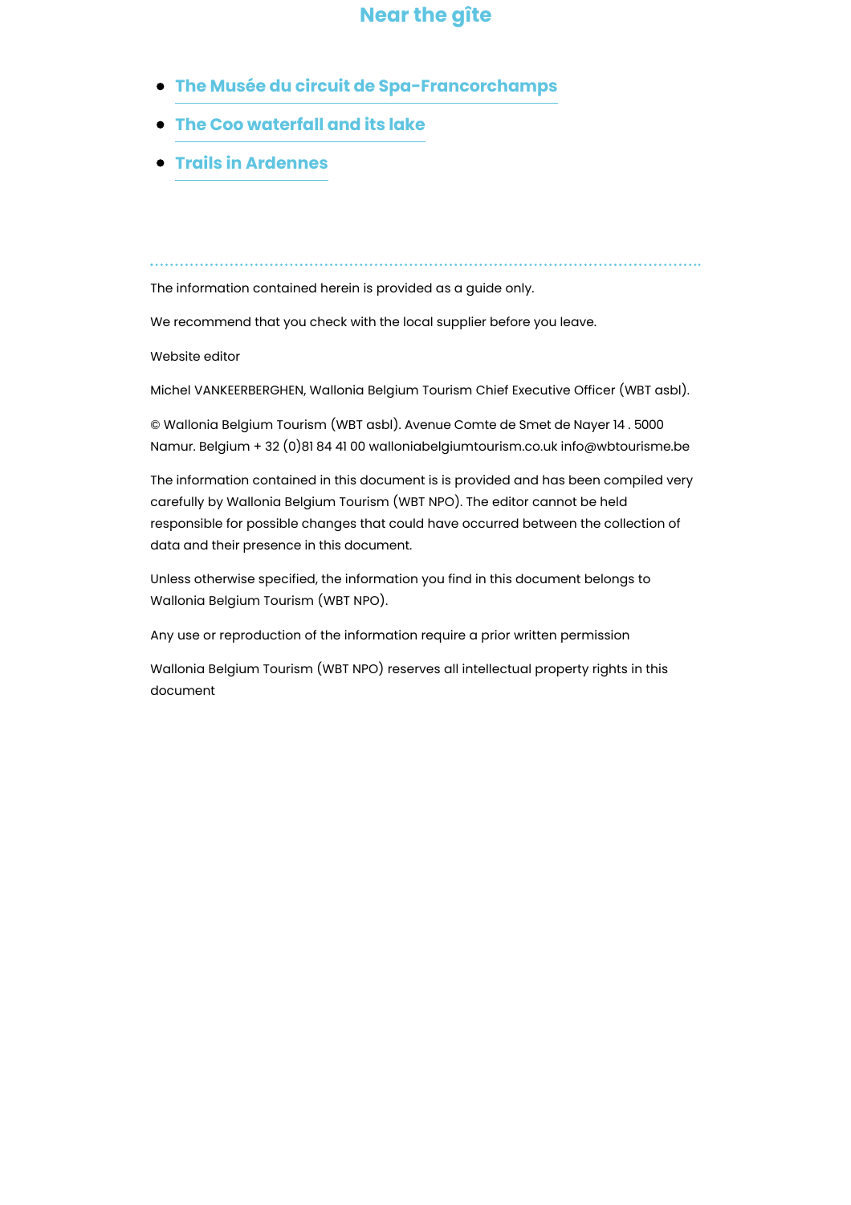## Near the gîte

- The Musée du circuit de Spa-Francorchamps
- The Coo waterfall and its lake
- Trails in Ardennes

---

The information contained herein is provided as a guide only.

We recommend that you check with the local supplier before you leave.

Website editor

Michel VANKEERBERGHEN, Wallonia Belgium Tourism Chief Executive Officer (WBT asbl).

© Wallonia Belgium Tourism (WBT asbl). Avenue Comte de Smet de Nayer 14 . 5000 Namur. Belgium + 32 (0)81 84 41 00 walloniabelgiumtourism.co.uk info@wbtourisme.be

The information contained in this document is is provided and has been compiled very carefully by Wallonia Belgium Tourism (WBT NPO). The editor cannot be held responsible for possible changes that could have occurred between the collection of data and their presence in this document.

Unless otherwise specified, the information you find in this document belongs to Wallonia Belgium Tourism (WBT NPO).

Any use or reproduction of the information require a prior written permission

Wallonia Belgium Tourism (WBT NPO) reserves all intellectual property rights in this document